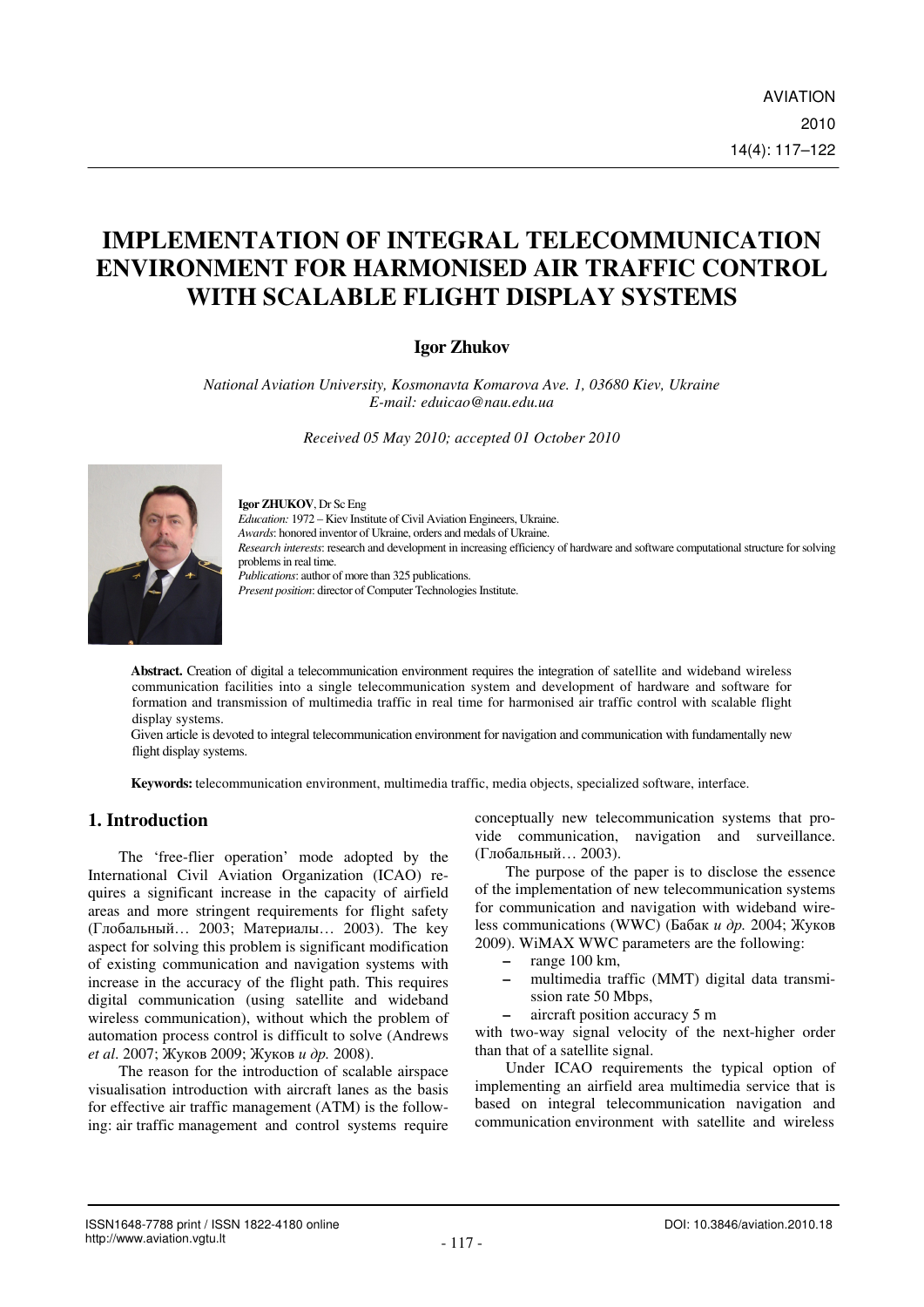# IMPLEMENTATION OF INTEGRAL TELECOMMUNICATION ENVIRONMENT FOR HARMONISED AIR TRAFFIC CONTROL WITH SCALABLE FLIGHT DISPLAY SYSTEMS

**Igor Zhukov**

*National Aviation University, Kosmonavta Komarova Ave. 1, 03680 Kiev, Ukraine*
*E-mail: eduicao@nau.edu.ua*

*Received 05 May 2010; accepted 01 October 2010*

**Igor ZHUKOV**, Dr Sc Eng
*Education:* 1972 – Kiev Institute of Civil Aviation Engineers, Ukraine.
*Awards*: honored inventor of Ukraine, orders and medals of Ukraine.
*Research interests*: research and development in increasing efficiency of hardware and software computational structure for solving problems in real time.
*Publications*: author of more than 325 publications.
*Present position*: director of Computer Technologies Institute.

**Abstract.** Creation of digital a telecommunication environment requires the integration of satellite and wideband wireless communication facilities into a single telecommunication system and development of hardware and software for formation and transmission of multimedia traffic in real time for harmonised air traffic control with scalable flight display systems.
Given article is devoted to integral telecommunication environment for navigation and communication with fundamentally new flight display systems.

**Keywords:** telecommunication environment, multimedia traffic, media objects, specialized software, interface.

## 1. Introduction

The 'free-flier operation' mode adopted by the International Civil Aviation Organization (ICAO) requires a significant increase in the capacity of airfield areas and more stringent requirements for flight safety (Глобальный… 2003; Материалы… 2003). The key aspect for solving this problem is significant modification of existing communication and navigation systems with increase in the accuracy of the flight path. This requires digital communication (using satellite and wideband wireless communication), without which the problem of automation process control is difficult to solve (Andrews *et al*. 2007; Жуков 2009; Жуков *и др.* 2008).

The reason for the introduction of scalable airspace visualisation introduction with aircraft lanes as the basis for effective air traffic management (ATM) is the following: air traffic management and control systems require conceptually new telecommunication systems that provide communication, navigation and surveillance. (Глобальный… 2003).

The purpose of the paper is to disclose the essence of the implementation of new telecommunication systems for communication and navigation with wideband wireless communications (WWC) (Бабак *и др.* 2004; Жуков 2009). WiMAX WWC parameters are the following:

- range 100 km,
- multimedia traffic (MMT) digital data transmission rate 50 Mbps,
- aircraft position accuracy 5 m

with two-way signal velocity of the next-higher order than that of a satellite signal.

Under ICAO requirements the typical option of implementing an airfield area multimedia service that is based on integral telecommunication navigation and communication environment with satellite and wireless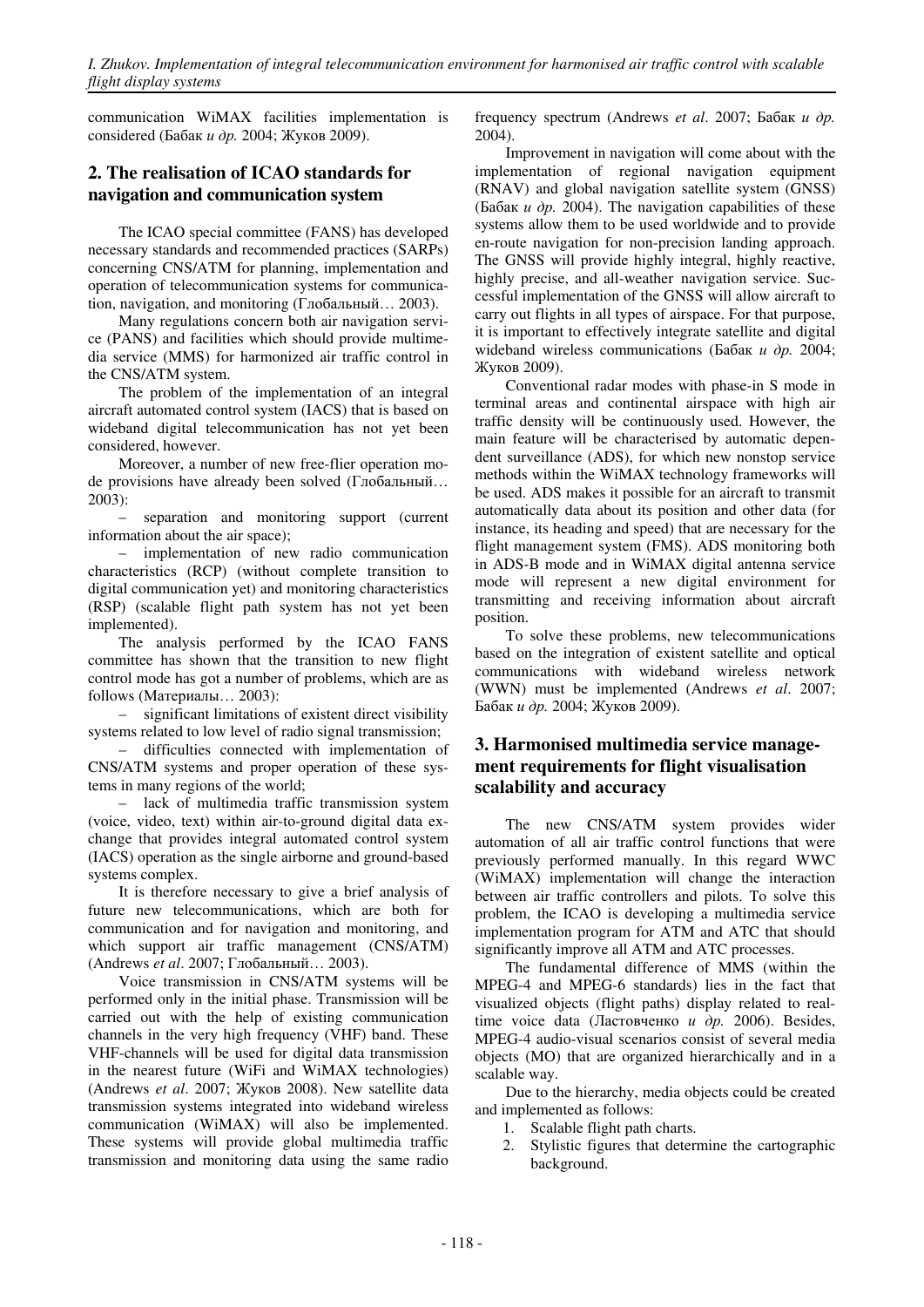communication WiMAX facilities implementation is considered (Бабак *и др.* 2004; Жуков 2009).

## 2. The realisation of ICAO standards for navigation and communication system

The ICAO special committee (FANS) has developed necessary standards and recommended practices (SARPs) concerning CNS/ATM for planning, implementation and operation of telecommunication systems for communication, navigation, and monitoring (Глобальный… 2003).

Many regulations concern both air navigation service (PANS) and facilities which should provide multimedia service (MMS) for harmonized air traffic control in the CNS/ATM system.

The problem of the implementation of an integral aircraft automated control system (IACS) that is based on wideband digital telecommunication has not yet been considered, however.

Moreover, a number of new free-flier operation mode provisions have already been solved (Глобальный… 2003):

– separation and monitoring support (current information about the air space);

– implementation of new radio communication characteristics (RCP) (without complete transition to digital communication yet) and monitoring characteristics (RSP) (scalable flight path system has not yet been implemented).

The analysis performed by the ICAO FANS committee has shown that the transition to new flight control mode has got a number of problems, which are as follows (Материалы… 2003):

– significant limitations of existent direct visibility systems related to low level of radio signal transmission;

– difficulties connected with implementation of CNS/ATM systems and proper operation of these systems in many regions of the world;

– lack of multimedia traffic transmission system (voice, video, text) within air-to-ground digital data exchange that provides integral automated control system (IACS) operation as the single airborne and ground-based systems complex.

It is therefore necessary to give a brief analysis of future new telecommunications, which are both for communication and for navigation and monitoring, and which support air traffic management (CNS/ATM) (Andrews *et al*. 2007; Глобальный… 2003).

Voice transmission in CNS/ATM systems will be performed only in the initial phase. Transmission will be carried out with the help of existing communication channels in the very high frequency (VHF) band. These VHF-channels will be used for digital data transmission in the nearest future (WiFi and WiMAX technologies) (Andrews *et al*. 2007; Жуков 2008). New satellite data transmission systems integrated into wideband wireless communication (WiMAX) will also be implemented. These systems will provide global multimedia traffic transmission and monitoring data using the same radio frequency spectrum (Andrews *et al*. 2007; Бабак *и др.* 2004).

Improvement in navigation will come about with the implementation of regional navigation equipment (RNAV) and global navigation satellite system (GNSS) (Бабак *и др.* 2004). The navigation capabilities of these systems allow them to be used worldwide and to provide en-route navigation for non-precision landing approach. The GNSS will provide highly integral, highly reactive, highly precise, and all-weather navigation service. Successful implementation of the GNSS will allow aircraft to carry out flights in all types of airspace. For that purpose, it is important to effectively integrate satellite and digital wideband wireless communications (Бабак *и др.* 2004; Жуков 2009).

Conventional radar modes with phase-in S mode in terminal areas and continental airspace with high air traffic density will be continuously used. However, the main feature will be characterised by automatic dependent surveillance (ADS), for which new nonstop service methods within the WiMAX technology frameworks will be used. ADS makes it possible for an aircraft to transmit automatically data about its position and other data (for instance, its heading and speed) that are necessary for the flight management system (FMS). ADS monitoring both in ADS-B mode and in WiMAX digital antenna service mode will represent a new digital environment for transmitting and receiving information about aircraft position.

To solve these problems, new telecommunications based on the integration of existent satellite and optical communications with wideband wireless network (WWN) must be implemented (Andrews *et al*. 2007; Бабак *и др.* 2004; Жуков 2009).

## 3. Harmonised multimedia service management requirements for flight visualisation scalability and accuracy

The new CNS/ATM system provides wider automation of all air traffic control functions that were previously performed manually. In this regard WWC (WiMAX) implementation will change the interaction between air traffic controllers and pilots. To solve this problem, the ICAO is developing a multimedia service implementation program for ATM and ATC that should significantly improve all ATM and ATC processes.

The fundamental difference of MMS (within the MPEG-4 and MPEG-6 standards) lies in the fact that visualized objects (flight paths) display related to real-time voice data (Ластовченко *и др.* 2006). Besides, MPEG-4 audio-visual scenarios consist of several media objects (MO) that are organized hierarchically and in a scalable way.

Due to the hierarchy, media objects could be created and implemented as follows:

1. Scalable flight path charts.
2. Stylistic figures that determine the cartographic background.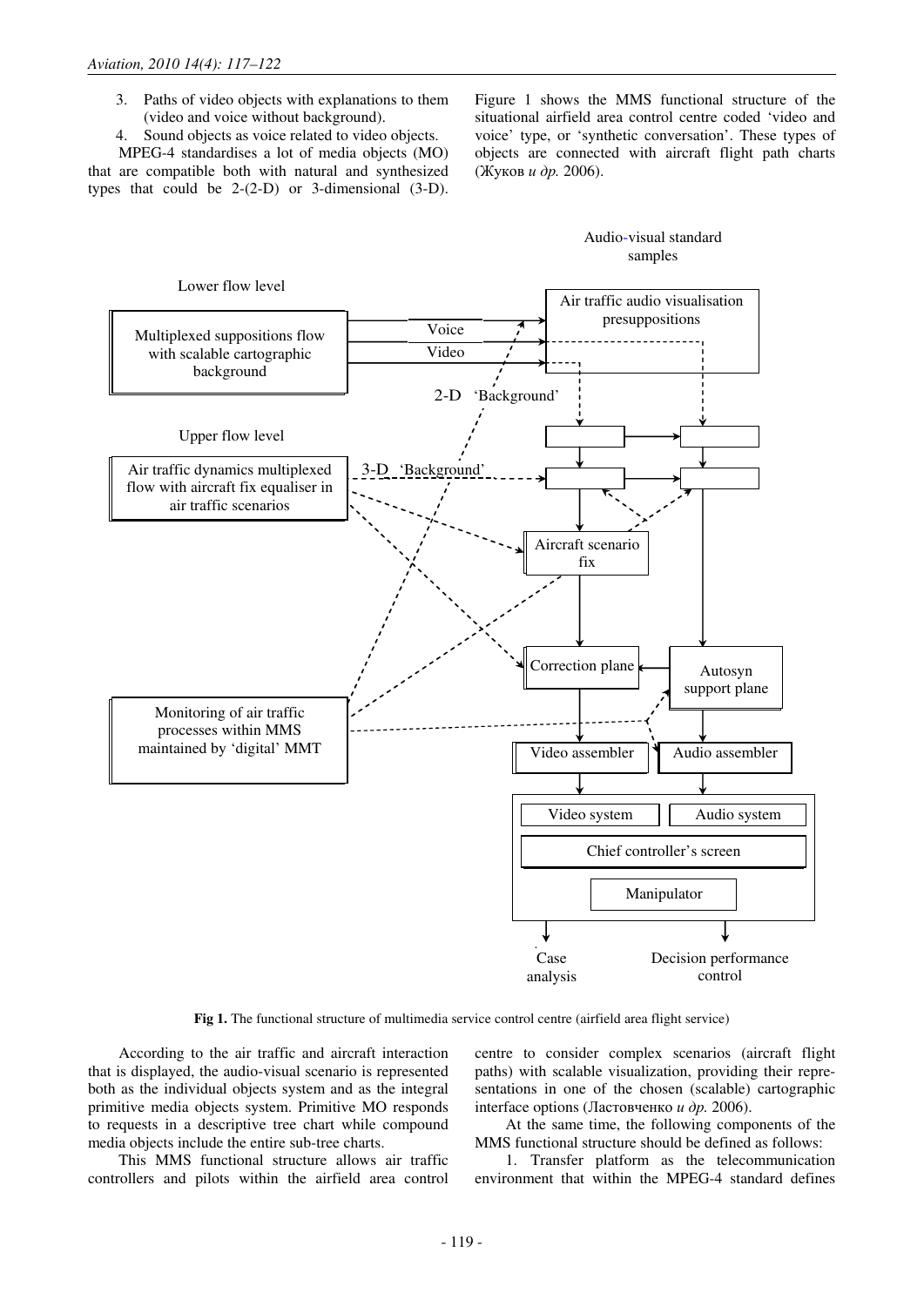3. Paths of video objects with explanations to them (video and voice without background).
4. Sound objects as voice related to video objects.

MPEG-4 standardises a lot of media objects (MO) that are compatible both with natural and synthesized types that could be 2-(2-D) or 3-dimensional (3-D). Figure 1 shows the MMS functional structure of the situational airfield area control centre coded 'video and voice' type, or 'synthetic conversation'. These types of objects are connected with aircraft flight path charts (Жуков *и др.* 2006).

**Fig 1.** The functional structure of multimedia service control centre (airfield area flight service)

According to the air traffic and aircraft interaction that is displayed, the audio-visual scenario is represented both as the individual objects system and as the integral primitive media objects system. Primitive MO responds to requests in a descriptive tree chart while compound media objects include the entire sub-tree charts.

This MMS functional structure allows air traffic controllers and pilots within the airfield area control centre to consider complex scenarios (aircraft flight paths) with scalable visualization, providing their representations in one of the chosen (scalable) cartographic interface options (Ластовченко *и др.* 2006).

At the same time, the following components of the MMS functional structure should be defined as follows:

1. Transfer platform as the telecommunication environment that within the MPEG-4 standard defines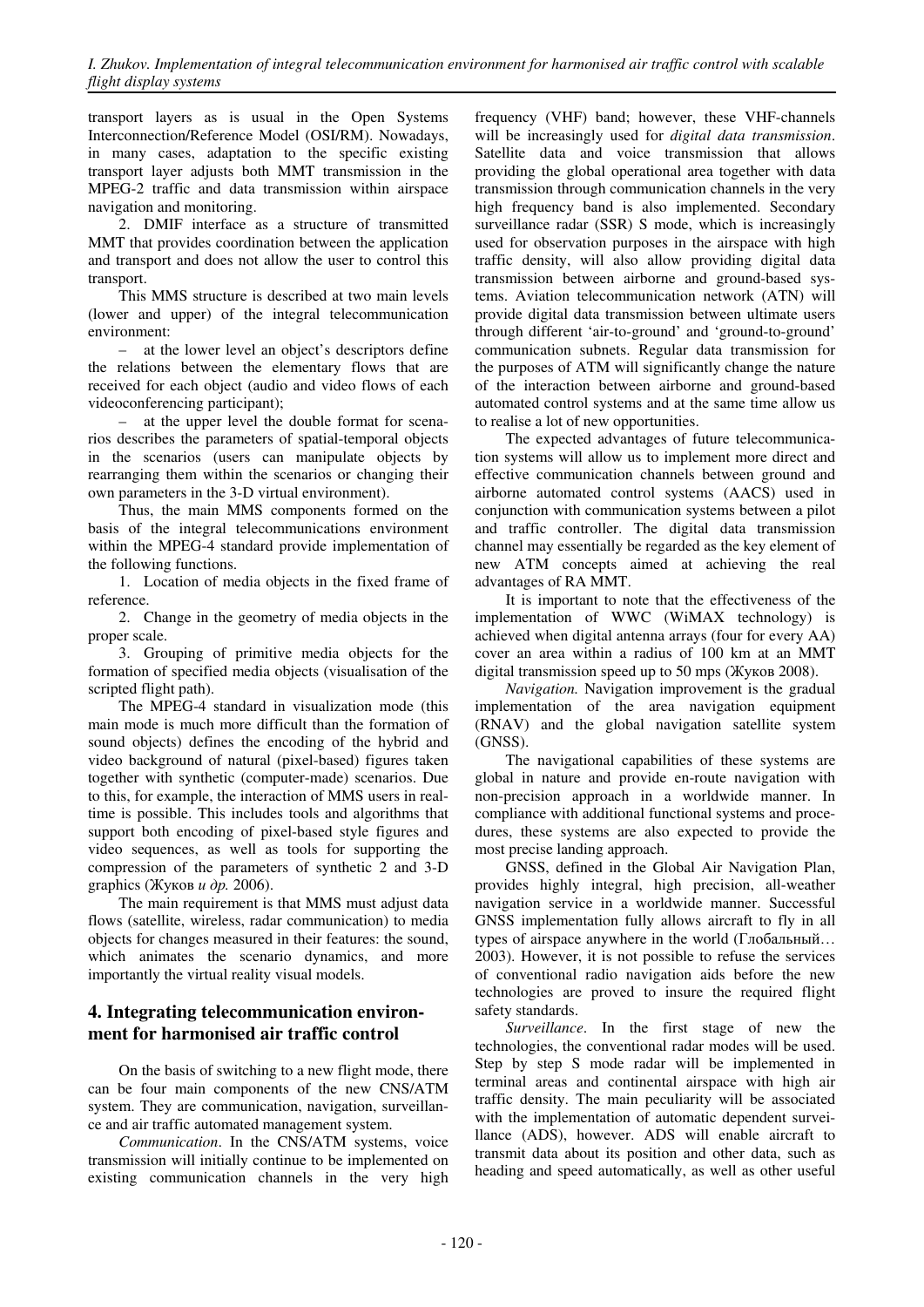transport layers as is usual in the Open Systems Interconnection/Reference Model (OSI/RM). Nowadays, in many cases, adaptation to the specific existing transport layer adjusts both MMT transmission in the MPEG-2 traffic and data transmission within airspace navigation and monitoring.

2. DMIF interface as a structure of transmitted MMT that provides coordination between the application and transport and does not allow the user to control this transport.

This MMS structure is described at two main levels (lower and upper) of the integral telecommunication environment:

– at the lower level an object's descriptors define the relations between the elementary flows that are received for each object (audio and video flows of each videoconferencing participant);

– at the upper level the double format for scenarios describes the parameters of spatial-temporal objects in the scenarios (users can manipulate objects by rearranging them within the scenarios or changing their own parameters in the 3-D virtual environment).

Thus, the main MMS components formed on the basis of the integral telecommunications environment within the MPEG-4 standard provide implementation of the following functions.

1. Location of media objects in the fixed frame of reference.

2. Change in the geometry of media objects in the proper scale.

3. Grouping of primitive media objects for the formation of specified media objects (visualisation of the scripted flight path).

The MPEG-4 standard in visualization mode (this main mode is much more difficult than the formation of sound objects) defines the encoding of the hybrid and video background of natural (pixel-based) figures taken together with synthetic (computer-made) scenarios. Due to this, for example, the interaction of MMS users in real-time is possible. This includes tools and algorithms that support both encoding of pixel-based style figures and video sequences, as well as tools for supporting the compression of the parameters of synthetic 2 and 3-D graphics (Жуков *и др.* 2006).

The main requirement is that MMS must adjust data flows (satellite, wireless, radar communication) to media objects for changes measured in their features: the sound, which animates the scenario dynamics, and more importantly the virtual reality visual models.

## 4. Integrating telecommunication environment for harmonised air traffic control

On the basis of switching to a new flight mode, there can be four main components of the new CNS/ATM system. They are communication, navigation, surveillance and air traffic automated management system.

*Communication*. In the CNS/ATM systems, voice transmission will initially continue to be implemented on existing communication channels in the very high frequency (VHF) band; however, these VHF-channels will be increasingly used for *digital data transmission*. Satellite data and voice transmission that allows providing the global operational area together with data transmission through communication channels in the very high frequency band is also implemented. Secondary surveillance radar (SSR) S mode, which is increasingly used for observation purposes in the airspace with high traffic density, will also allow providing digital data transmission between airborne and ground-based systems. Aviation telecommunication network (ATN) will provide digital data transmission between ultimate users through different 'air-to-ground' and 'ground-to-ground' communication subnets. Regular data transmission for the purposes of ATM will significantly change the nature of the interaction between airborne and ground-based automated control systems and at the same time allow us to realise a lot of new opportunities.

The expected advantages of future telecommunication systems will allow us to implement more direct and effective communication channels between ground and airborne automated control systems (AACS) used in conjunction with communication systems between a pilot and traffic controller. The digital data transmission channel may essentially be regarded as the key element of new ATM concepts aimed at achieving the real advantages of RA MMT.

It is important to note that the effectiveness of the implementation of WWC (WiMAX technology) is achieved when digital antenna arrays (four for every AA) cover an area within a radius of 100 km at an MMT digital transmission speed up to 50 mps (Жуков 2008).

*Navigation.* Navigation improvement is the gradual implementation of the area navigation equipment (RNAV) and the global navigation satellite system (GNSS).

The navigational capabilities of these systems are global in nature and provide en-route navigation with non-precision approach in a worldwide manner. In compliance with additional functional systems and procedures, these systems are also expected to provide the most precise landing approach.

GNSS, defined in the Global Air Navigation Plan, provides highly integral, high precision, all-weather navigation service in a worldwide manner. Successful GNSS implementation fully allows aircraft to fly in all types of airspace anywhere in the world (Глобальный… 2003). However, it is not possible to refuse the services of conventional radio navigation aids before the new technologies are proved to insure the required flight safety standards.

*Surveillance*. In the first stage of new the technologies, the conventional radar modes will be used. Step by step S mode radar will be implemented in terminal areas and continental airspace with high air traffic density. The main peculiarity will be associated with the implementation of automatic dependent surveillance (ADS), however. ADS will enable aircraft to transmit data about its position and other data, such as heading and speed automatically, as well as other useful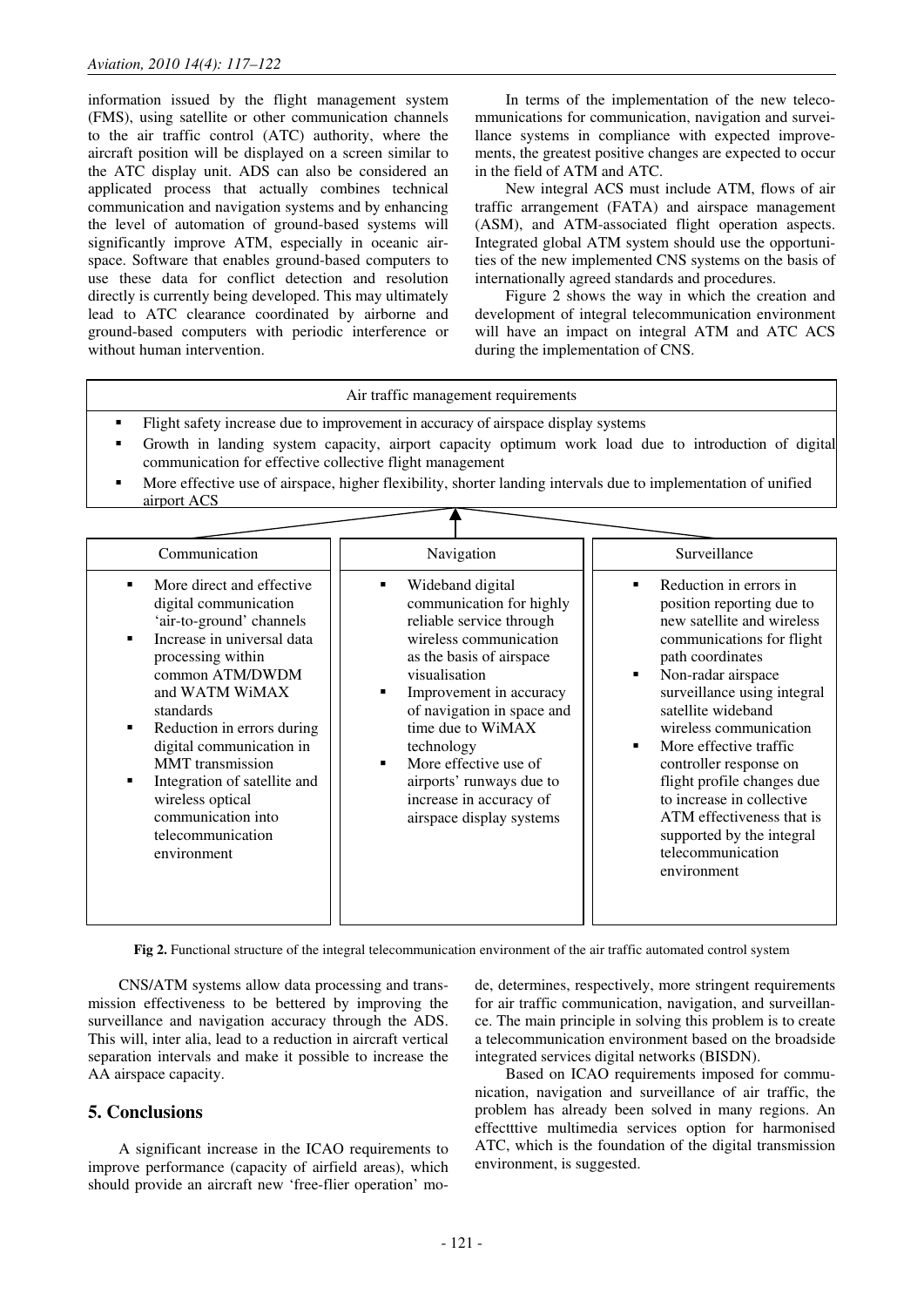information issued by the flight management system (FMS), using satellite or other communication channels to the air traffic control (ATC) authority, where the aircraft position will be displayed on a screen similar to the ATC display unit. ADS can also be considered an applicated process that actually combines technical communication and navigation systems and by enhancing the level of automation of ground-based systems will significantly improve ATM, especially in oceanic airspace. Software that enables ground-based computers to use these data for conflict detection and resolution directly is currently being developed. This may ultimately lead to ATC clearance coordinated by airborne and ground-based computers with periodic interference or without human intervention.

In terms of the implementation of the new telecommunications for communication, navigation and surveillance systems in compliance with expected improvements, the greatest positive changes are expected to occur in the field of ATM and ATC.

New integral ACS must include ATM, flows of air traffic arrangement (FATA) and airspace management (ASM), and ATM-associated flight operation aspects. Integrated global ATM system should use the opportunities of the new implemented CNS systems on the basis of internationally agreed standards and procedures.

Figure 2 shows the way in which the creation and development of integral telecommunication environment will have an impact on integral ATM and ATC ACS during the implementation of CNS.

Air traffic management requirements

- Flight safety increase due to improvement in accuracy of airspace display systems
- Growth in landing system capacity, airport capacity optimum work load due to introduction of digital communication for effective collective flight management
- More effective use of airspace, higher flexibility, shorter landing intervals due to implementation of unified airport ACS

Communication

- More direct and effective digital communication 'air-to-ground' channels
- Increase in universal data processing within common ATM/DWDM and WATM WiMAX standards
- Reduction in errors during digital communication in MMT transmission
- Integration of satellite and wireless optical communication into telecommunication environment

Navigation

- Wideband digital communication for highly reliable service through wireless communication as the basis of airspace visualisation
- Improvement in accuracy of navigation in space and time due to WiMAX technology
- More effective use of airports' runways due to increase in accuracy of airspace display systems

Surveillance

- Reduction in errors in position reporting due to new satellite and wireless communications for flight path coordinates
- Non-radar airspace surveillance using integral satellite wideband wireless communication
- More effective traffic controller response on flight profile changes due to increase in collective ATM effectiveness that is supported by the integral telecommunication environment

**Fig 2.** Functional structure of the integral telecommunication environment of the air traffic automated control system

CNS/ATM systems allow data processing and transmission effectiveness to be bettered by improving the surveillance and navigation accuracy through the ADS. This will, inter alia, lead to a reduction in aircraft vertical separation intervals and make it possible to increase the AA airspace capacity.

## 5. Conclusions

A significant increase in the ICAO requirements to improve performance (capacity of airfield areas), which should provide an aircraft new 'free-flier operation' mode, determines, respectively, more stringent requirements for air traffic communication, navigation, and surveillance. The main principle in solving this problem is to create a telecommunication environment based on the broadside integrated services digital networks (BISDN).

Based on ICAO requirements imposed for communication, navigation and surveillance of air traffic, the problem has already been solved in many regions. An effectttive multimedia services option for harmonised ATC, which is the foundation of the digital transmission environment, is suggested.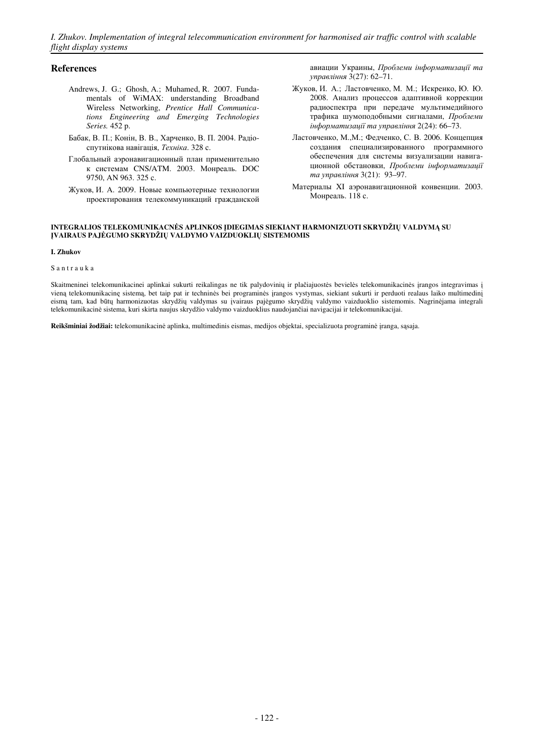## References

Andrews, J. G.; Ghosh, A.; Muhamed, R. 2007. Fundamentals of WiMAX: understanding Broadband Wireless Networking, *Prentice Hall Communications Engineering and Emerging Technologies Series.* 452 p.

Бабак, В. П.; Конін, В. В., Харченко, В. П. 2004. Радіосупутнікова навігація, *Техніка*. 328 с.

Глобальный аэронавигационный план применительно к системам CNS/ATM. 2003. Монреаль. DOC 9750, AN 963. 325 с.

Жуков, И. А. 2009. Новые компьютерные технологии проектирования телекоммуникаций гражданской авиации Украины, *Проблеми інформатизації та управління* 3(27): 62–71.

Жуков, И. А.; Ластовченко, М. М.; Искренко, Ю. Ю. 2008. Анализ процессов адаптивной коррекции радиоспектра при передаче мультимедийного трафика шумоподобными сигналами, *Проблеми інформатизації та управління* 2(24): 66–73.

Ластовченко, М.,М.; Федченко, С. В. 2006. Концепция создания специализированного программного обеспечения для системы визуализации навигационной обстановки, *Проблеми інформатизації та управління* 3(21): 93–97.

Материалы XI аэронавигационной конвенции. 2003. Монреаль. 118 с.

**INTEGRALIOS TELEKOMUNIKACNĖS APLINKOS ĮDIEGIMAS SIEKIANT HARMONIZUOTI SKRYDŽIŲ VALDYMĄ SU ĮVAIRAUS PAJĖGUMO SKRYDŽIŲ VALDYMO VAIZDUOKLIŲ SISTEMOMIS**

**I. Zhukov**

S a n t r a u k a

Skaitmeninei telekomunikacinei aplinkai sukurti reikalingas ne tik palydovinių ir plačiajuostės bevielės telekomunikacinės įrangos integravimas į vieną telekomunikacinę sistemą, bet taip pat ir techninės bei programinės įrangos vystymas, siekiant sukurti ir perduoti realaus laiko multimedinį eismą tam, kad būtų harmonizuotas skrydžių valdymas su įvairaus pajėgumo skrydžių valdymo vaizduoklio sistemomis. Nagrinėjama integrali telekomunikacinė sistema, kuri skirta naujus skrydžio valdymo vaizduoklius naudojančiai navigacijai ir telekomunikacijai.

**Reikšminiai žodžiai:** telekomunikacinė aplinka, multimedinis eismas, medijos objektai, specializuota programinė įranga, sąsaja.